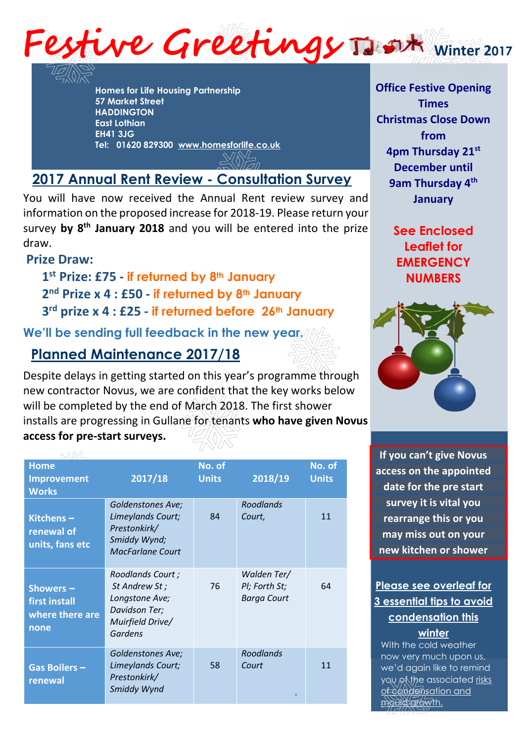# Festive Greetings

**Winter 2017**

**Homes for Life Housing Partnership**
**57 Market Street**
**HADDINGTON**
**East Lothian**
**EH41 3JG**
**Tel: 01620 829300 www.homesforlife.co.uk**

## 2017 Annual Rent Review - Consultation Survey

You will have now received the Annual Rent review survey and information on the proposed increase for 2018-19. Please return your survey **by 8th January 2018** and you will be entered into the prize draw.

**Prize Draw:**

- **1st Prize: £75 - if returned by 8th January**
- **2nd Prize x 4 : £50 - if returned by 8th January**
- **3rd prize x 4 : £25 - if returned before 26th January**

**We'll be sending full feedback in the new year.**

## Planned Maintenance 2017/18

Despite delays in getting started on this year's programme through new contractor Novus, we are confident that the key works below will be completed by the end of March 2018. The first shower installs are progressing in Gullane for tenants **who have given Novus access for pre-start surveys.**

| Home Improvement Works | 2017/18 | No. of Units | 2018/19 | No. of Units |
|---|---|---|---|---|
| Kitchens – renewal of units, fans etc | *Goldenstones Ave; Limeylands Court; Prestonkirk/ Smiddy Wynd; MacFarlane Court* | 84 | *Roodlands Court,* | 11 |
| Showers – first install where there are none | *Roodlands Court ; St Andrew St ; Longstone Ave; Davidson Ter; Muirfield Drive/ Gardens* | 76 | *Walden Ter/ Pl; Forth St; Barga Court* | 64 |
| Gas Boilers – renewal | *Goldenstones Ave; Limeylands Court; Prestonkirk/ Smiddy Wynd* | 58 | *Roodlands Court* | 11 |

**Office Festive Opening Times**
**Christmas Close Down from 4pm Thursday 21st December until 9am Thursday 4th January**

**See Enclosed Leaflet for EMERGENCY NUMBERS**

**If you can't give Novus access on the appointed date for the pre start survey it is vital you rearrange this or you may miss out on your new kitchen or shower**

**Please see overleaf for 3 essential tips to avoid condensation this winter**

With the cold weather now very much upon us, we'd again like to remind you of the associated risks of condensation and mould growth.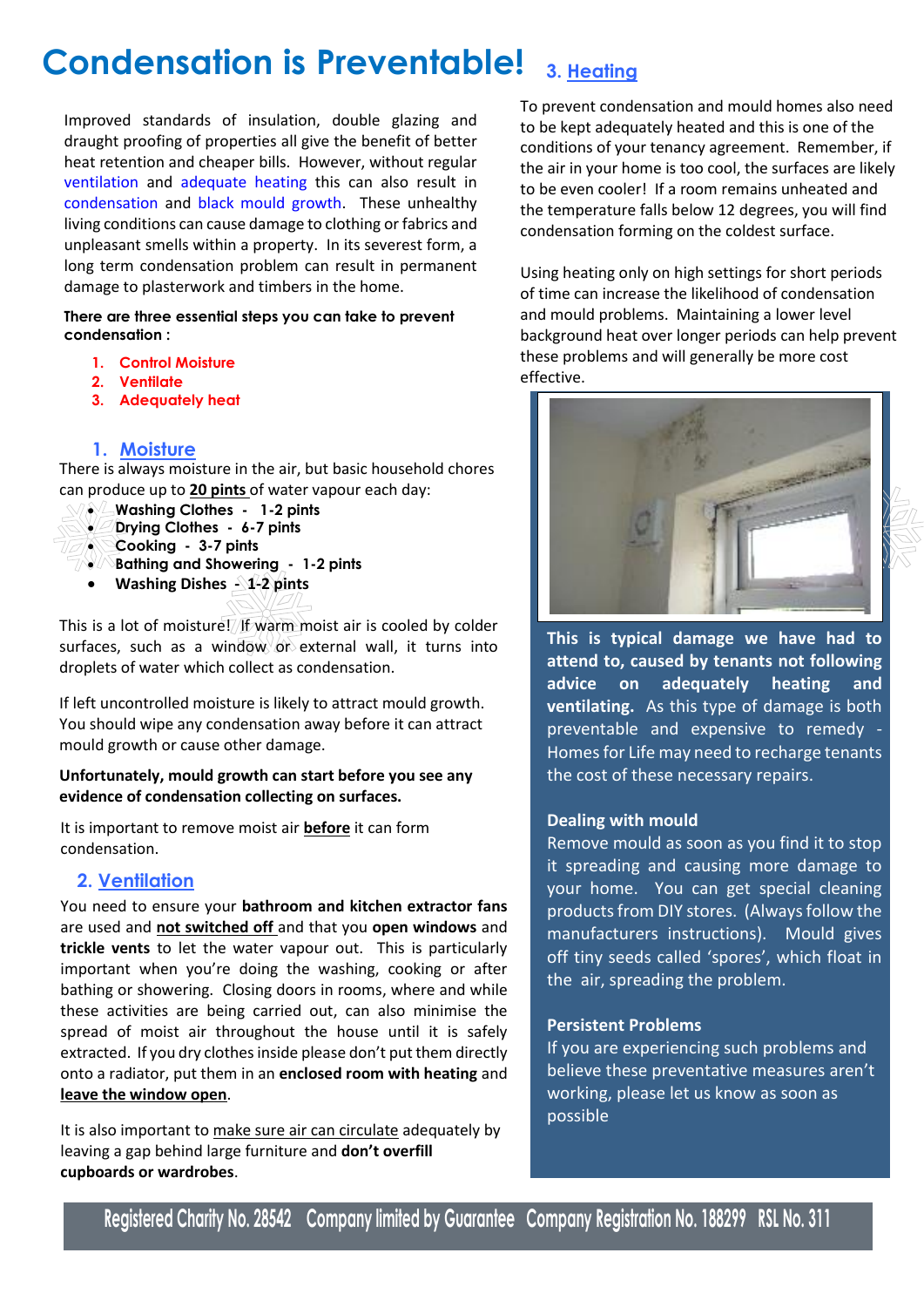# Condensation is Preventable!

Improved standards of insulation, double glazing and draught proofing of properties all give the benefit of better heat retention and cheaper bills. However, without regular ventilation and adequate heating this can also result in condensation and black mould growth. These unhealthy living conditions can cause damage to clothing or fabrics and unpleasant smells within a property. In its severest form, a long term condensation problem can result in permanent damage to plasterwork and timbers in the home.

**There are three essential steps you can take to prevent condensation :**

1. **Control Moisture**
2. **Ventilate**
3. **Adequately heat**

## 1. Moisture

There is always moisture in the air, but basic household chores can produce up to **20 pints** of water vapour each day:

- **Washing Clothes - 1-2 pints**
- **Drying Clothes - 6-7 pints**
- **Cooking - 3-7 pints**
- **Bathing and Showering - 1-2 pints**
- **Washing Dishes - 1-2 pints**

This is a lot of moisture! If warm moist air is cooled by colder surfaces, such as a window or external wall, it turns into droplets of water which collect as condensation.

If left uncontrolled moisture is likely to attract mould growth. You should wipe any condensation away before it can attract mould growth or cause other damage.

**Unfortunately, mould growth can start before you see any evidence of condensation collecting on surfaces.**

It is important to remove moist air **before** it can form condensation.

## 2. Ventilation

You need to ensure your **bathroom and kitchen extractor fans** are used and **not switched off** and that you **open windows** and **trickle vents** to let the water vapour out. This is particularly important when you're doing the washing, cooking or after bathing or showering. Closing doors in rooms, where and while these activities are being carried out, can also minimise the spread of moist air throughout the house until it is safely extracted. If you dry clothes inside please don't put them directly onto a radiator, put them in an **enclosed room with heating** and **leave the window open**.

It is also important to make sure air can circulate adequately by leaving a gap behind large furniture and **don't overfill cupboards or wardrobes**.

## 3. Heating

To prevent condensation and mould homes also need to be kept adequately heated and this is one of the conditions of your tenancy agreement. Remember, if the air in your home is too cool, the surfaces are likely to be even cooler! If a room remains unheated and the temperature falls below 12 degrees, you will find condensation forming on the coldest surface.

Using heating only on high settings for short periods of time can increase the likelihood of condensation and mould problems. Maintaining a lower level background heat over longer periods can help prevent these problems and will generally be more cost effective.

**This is typical damage we have had to attend to, caused by tenants not following advice on adequately heating and ventilating.** As this type of damage is both preventable and expensive to remedy - Homes for Life may need to recharge tenants the cost of these necessary repairs.

**Dealing with mould**

Remove mould as soon as you find it to stop it spreading and causing more damage to your home. You can get special cleaning products from DIY stores. (Always follow the manufacturers instructions). Mould gives off tiny seeds called 'spores', which float in the air, spreading the problem.

**Persistent Problems**

If you are experiencing such problems and believe these preventative measures aren't working, please let us know as soon as possible

Registered Charity No. 28542 Company limited by Guarantee Company Registration No. 188299 RSL No. 311